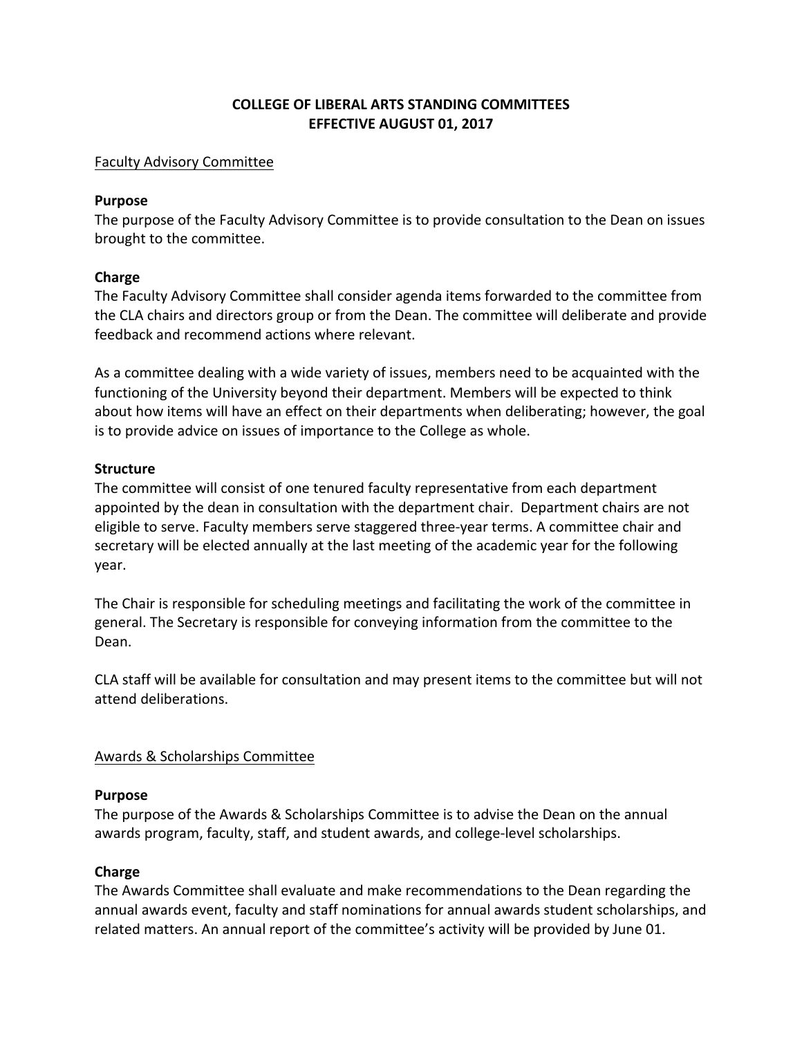# COLLEGE OF LIBERAL ARTS STANDING COMMITTEES
# EFFECTIVE AUGUST 01, 2017

## Faculty Advisory Committee

### Purpose

The purpose of the Faculty Advisory Committee is to provide consultation to the Dean on issues brought to the committee.

### Charge

The Faculty Advisory Committee shall consider agenda items forwarded to the committee from the CLA chairs and directors group or from the Dean. The committee will deliberate and provide feedback and recommend actions where relevant.

As a committee dealing with a wide variety of issues, members need to be acquainted with the functioning of the University beyond their department. Members will be expected to think about how items will have an effect on their departments when deliberating; however, the goal is to provide advice on issues of importance to the College as whole.

### Structure

The committee will consist of one tenured faculty representative from each department appointed by the dean in consultation with the department chair. Department chairs are not eligible to serve. Faculty members serve staggered three-year terms. A committee chair and secretary will be elected annually at the last meeting of the academic year for the following year.

The Chair is responsible for scheduling meetings and facilitating the work of the committee in general. The Secretary is responsible for conveying information from the committee to the Dean.

CLA staff will be available for consultation and may present items to the committee but will not attend deliberations.

## Awards & Scholarships Committee

### Purpose

The purpose of the Awards & Scholarships Committee is to advise the Dean on the annual awards program, faculty, staff, and student awards, and college-level scholarships.

### Charge

The Awards Committee shall evaluate and make recommendations to the Dean regarding the annual awards event, faculty and staff nominations for annual awards student scholarships, and related matters. An annual report of the committee's activity will be provided by June 01.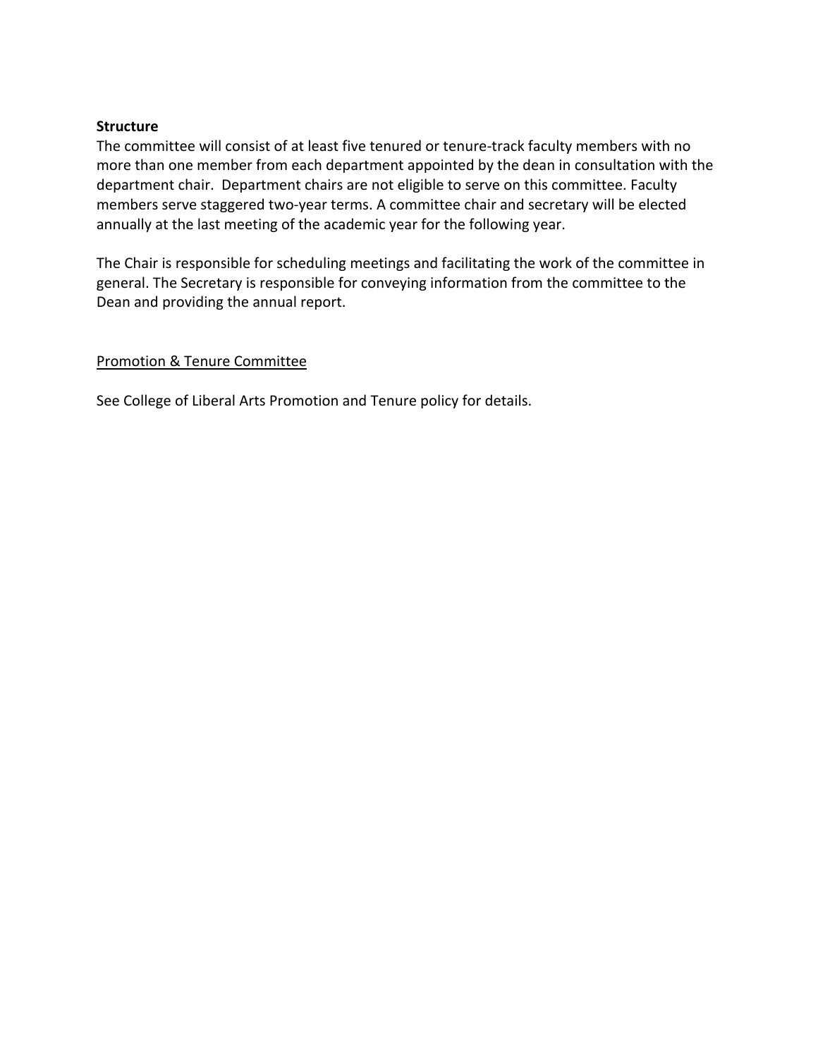**Structure**

The committee will consist of at least five tenured or tenure-track faculty members with no more than one member from each department appointed by the dean in consultation with the department chair. Department chairs are not eligible to serve on this committee. Faculty members serve staggered two-year terms. A committee chair and secretary will be elected annually at the last meeting of the academic year for the following year.

The Chair is responsible for scheduling meetings and facilitating the work of the committee in general. The Secretary is responsible for conveying information from the committee to the Dean and providing the annual report.

<u>Promotion & Tenure Committee</u>

See College of Liberal Arts Promotion and Tenure policy for details.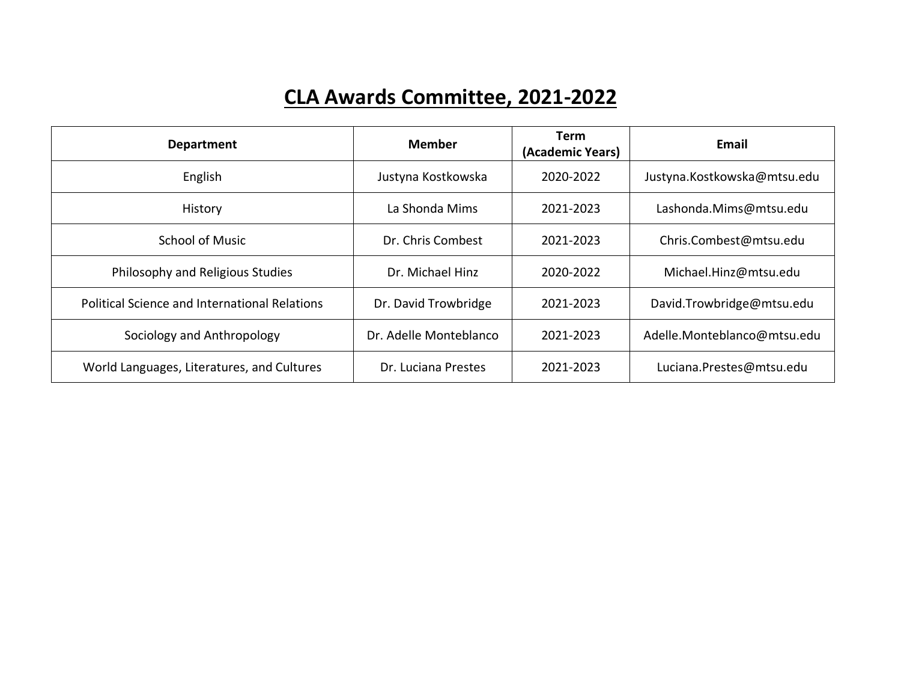# CLA Awards Committee, 2021-2022

| Department | Member | Term (Academic Years) | Email |
|---|---|---|---|
| English | Justyna Kostkowska | 2020-2022 | Justyna.Kostkowska@mtsu.edu |
| History | La Shonda Mims | 2021-2023 | Lashonda.Mims@mtsu.edu |
| School of Music | Dr. Chris Combest | 2021-2023 | Chris.Combest@mtsu.edu |
| Philosophy and Religious Studies | Dr. Michael Hinz | 2020-2022 | Michael.Hinz@mtsu.edu |
| Political Science and International Relations | Dr. David Trowbridge | 2021-2023 | David.Trowbridge@mtsu.edu |
| Sociology and Anthropology | Dr. Adelle Monteblanco | 2021-2023 | Adelle.Monteblanco@mtsu.edu |
| World Languages, Literatures, and Cultures | Dr. Luciana Prestes | 2021-2023 | Luciana.Prestes@mtsu.edu |